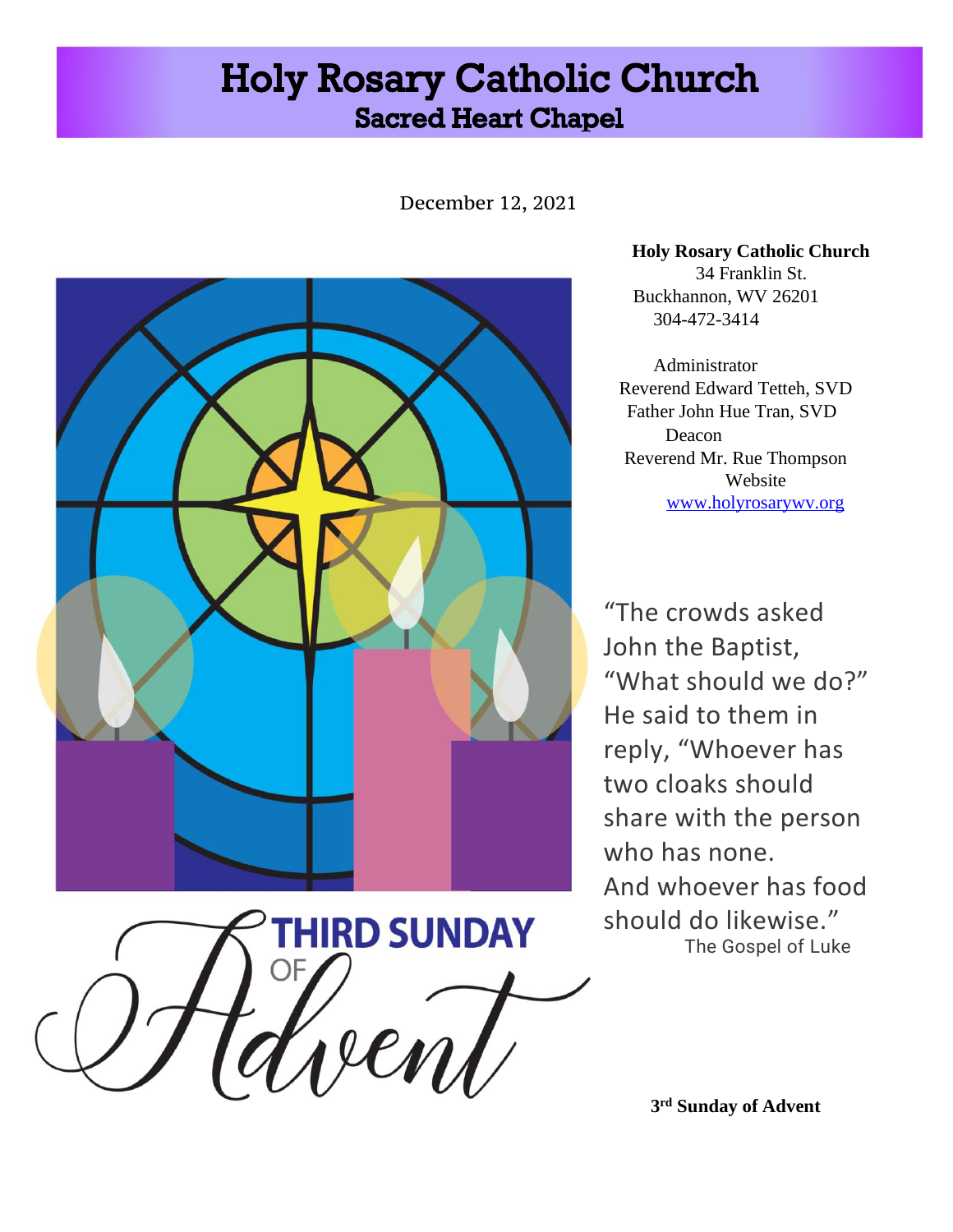# Holy Rosary Catholic Church
## Sacred Heart Chapel

December 12, 2021

**Holy Rosary Catholic Church**
34 Franklin St.
Buckhannon, WV 26201
304-472-3414

Administrator
Reverend Edward Tetteh, SVD
Father John Hue Tran, SVD
Deacon
Reverend Mr. Rue Thompson
Website
www.holyrosarywv.org

THIRD SUNDAY OF Advent

"The crowds asked John the Baptist, "What should we do?" He said to them in reply, "Whoever has two cloaks should share with the person who has none. And whoever has food should do likewise."
The Gospel of Luke

**3rd Sunday of Advent**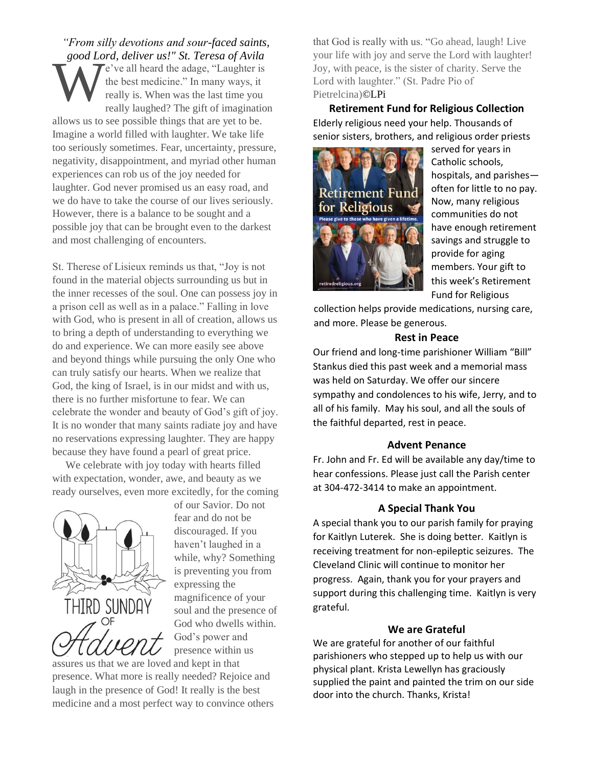*"From silly devotions and sour-faced saints, good Lord, deliver us!" St. Teresa of Avila*

We've all heard the adage, "Laughter is the best medicine." In many ways, it really is. When was the last time you really laughed? The gift of imagination allows us to see possible things that are yet to be. Imagine a world filled with laughter. We take life too seriously sometimes. Fear, uncertainty, pressure, negativity, disappointment, and myriad other human experiences can rob us of the joy needed for laughter. God never promised us an easy road, and we do have to take the course of our lives seriously. However, there is a balance to be sought and a possible joy that can be brought even to the darkest and most challenging of encounters.

St. Therese of Lisieux reminds us that, "Joy is not found in the material objects surrounding us but in the inner recesses of the soul. One can possess joy in a prison cell as well as in a palace." Falling in love with God, who is present in all of creation, allows us to bring a depth of understanding to everything we do and experience. We can more easily see above and beyond things while pursuing the only One who can truly satisfy our hearts. When we realize that God, the king of Israel, is in our midst and with us, there is no further misfortune to fear. We can celebrate the wonder and beauty of God's gift of joy. It is no wonder that many saints radiate joy and have no reservations expressing laughter. They are happy because they have found a pearl of great price.

We celebrate with joy today with hearts filled with expectation, wonder, awe, and beauty as we ready ourselves, even more excitedly, for the coming of our Savior. Do not fear and do not be discouraged. If you haven't laughed in a while, why? Something is preventing you from expressing the magnificence of your soul and the presence of God who dwells within. God's power and presence within us assures us that we are loved and kept in that presence. What more is really needed? Rejoice and laugh in the presence of God! It really is the best medicine and a most perfect way to convince others that God is really with us. "Go ahead, laugh! Live your life with joy and serve the Lord with laughter! Joy, with peace, is the sister of charity. Serve the Lord with laughter." (St. Padre Pio of Pietrelcina)©LPi

THIRD SUNDAY OF Advent

## Retirement Fund for Religious Collection

Elderly religious need your help. Thousands of senior sisters, brothers, and religious order priests served for years in Catholic schools, hospitals, and parishes—often for little to no pay. Now, many religious communities do not have enough retirement savings and struggle to provide for aging members. Your gift to this week's Retirement Fund for Religious collection helps provide medications, nursing care, and more. Please be generous.

## Rest in Peace

Our friend and long-time parishioner William "Bill" Stankus died this past week and a memorial mass was held on Saturday. We offer our sincere sympathy and condolences to his wife, Jerry, and to all of his family. May his soul, and all the souls of the faithful departed, rest in peace.

## Advent Penance

Fr. John and Fr. Ed will be available any day/time to hear confessions. Please just call the Parish center at 304-472-3414 to make an appointment.

## A Special Thank You

A special thank you to our parish family for praying for Kaitlyn Luterek. She is doing better. Kaitlyn is receiving treatment for non-epileptic seizures. The Cleveland Clinic will continue to monitor her progress. Again, thank you for your prayers and support during this challenging time. Kaitlyn is very grateful.

## We are Grateful

We are grateful for another of our faithful parishioners who stepped up to help us with our physical plant. Krista Lewellyn has graciously supplied the paint and painted the trim on our side door into the church. Thanks, Krista!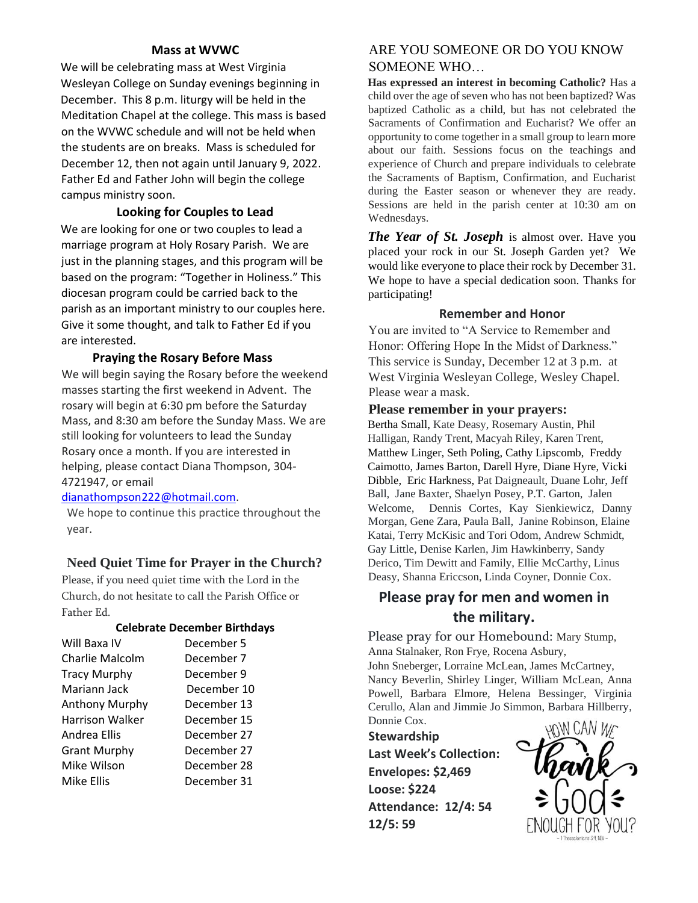## Mass at WVWC

We will be celebrating mass at West Virginia Wesleyan College on Sunday evenings beginning in December. This 8 p.m. liturgy will be held in the Meditation Chapel at the college. This mass is based on the WVWC schedule and will not be held when the students are on breaks. Mass is scheduled for December 12, then not again until January 9, 2022. Father Ed and Father John will begin the college campus ministry soon.

## Looking for Couples to Lead

We are looking for one or two couples to lead a marriage program at Holy Rosary Parish. We are just in the planning stages, and this program will be based on the program: "Together in Holiness." This diocesan program could be carried back to the parish as an important ministry to our couples here. Give it some thought, and talk to Father Ed if you are interested.

## Praying the Rosary Before Mass

We will begin saying the Rosary before the weekend masses starting the first weekend in Advent. The rosary will begin at 6:30 pm before the Saturday Mass, and 8:30 am before the Sunday Mass. We are still looking for volunteers to lead the Sunday Rosary once a month. If you are interested in helping, please contact Diana Thompson, 304-4721947, or email dianathompson222@hotmail.com.

We hope to continue this practice throughout the year.

## Need Quiet Time for Prayer in the Church?

Please, if you need quiet time with the Lord in the Church, do not hesitate to call the Parish Office or Father Ed.

### Celebrate December Birthdays

| | |
|---|---|
| Will Baxa IV | December 5 |
| Charlie Malcolm | December 7 |
| Tracy Murphy | December 9 |
| Mariann Jack | December 10 |
| Anthony Murphy | December 13 |
| Harrison Walker | December 15 |
| Andrea Ellis | December 27 |
| Grant Murphy | December 27 |
| Mike Wilson | December 28 |
| Mike Ellis | December 31 |

## ARE YOU SOMEONE OR DO YOU KNOW SOMEONE WHO…

**Has expressed an interest in becoming Catholic?** Has a child over the age of seven who has not been baptized? Was baptized Catholic as a child, but has not celebrated the Sacraments of Confirmation and Eucharist? We offer an opportunity to come together in a small group to learn more about our faith. Sessions focus on the teachings and experience of Church and prepare individuals to celebrate the Sacraments of Baptism, Confirmation, and Eucharist during the Easter season or whenever they are ready. Sessions are held in the parish center at 10:30 am on Wednesdays.

***The Year of St. Joseph*** is almost over. Have you placed your rock in our St. Joseph Garden yet? We would like everyone to place their rock by December 31. We hope to have a special dedication soon. Thanks for participating!

## Remember and Honor

You are invited to "A Service to Remember and Honor: Offering Hope In the Midst of Darkness." This service is Sunday, December 12 at 3 p.m. at West Virginia Wesleyan College, Wesley Chapel. Please wear a mask.

## Please remember in your prayers:

Bertha Small, Kate Deasy, Rosemary Austin, Phil Halligan, Randy Trent, Macyah Riley, Karen Trent, Matthew Linger, Seth Poling, Cathy Lipscomb, Freddy Caimotto, James Barton, Darell Hyre, Diane Hyre, Vicki Dibble, Eric Harkness, Pat Daigneault, Duane Lohr, Jeff Ball, Jane Baxter, Shaelyn Posey, P.T. Garton, Jalen Welcome, Dennis Cortes, Kay Sienkiewicz, Danny Morgan, Gene Zara, Paula Ball, Janine Robinson, Elaine Katai, Terry McKisic and Tori Odom, Andrew Schmidt, Gay Little, Denise Karlen, Jim Hawkinberry, Sandy Derico, Tim Dewitt and Family, Ellie McCarthy, Linus Deasy, Shanna Ericcson, Linda Coyner, Donnie Cox.

## Please pray for men and women in the military.

Please pray for our Homebound: Mary Stump, Anna Stalnaker, Ron Frye, Rocena Asbury, John Sneberger, Lorraine McLean, James McCartney, Nancy Beverlin, Shirley Linger, William McLean, Anna Powell, Barbara Elmore, Helena Bessinger, Virginia Cerullo, Alan and Jimmie Jo Simmon, Barbara Hillberry, Donnie Cox.

**Stewardship**
**Last Week's Collection:**
**Envelopes: $2,469**
**Loose: $224**
**Attendance: 12/4: 54**
**12/5: 59**

HOW CAN WE thank GOD ENOUGH FOR YOU?
~ 1 Thessalonians 3:9, NIV ~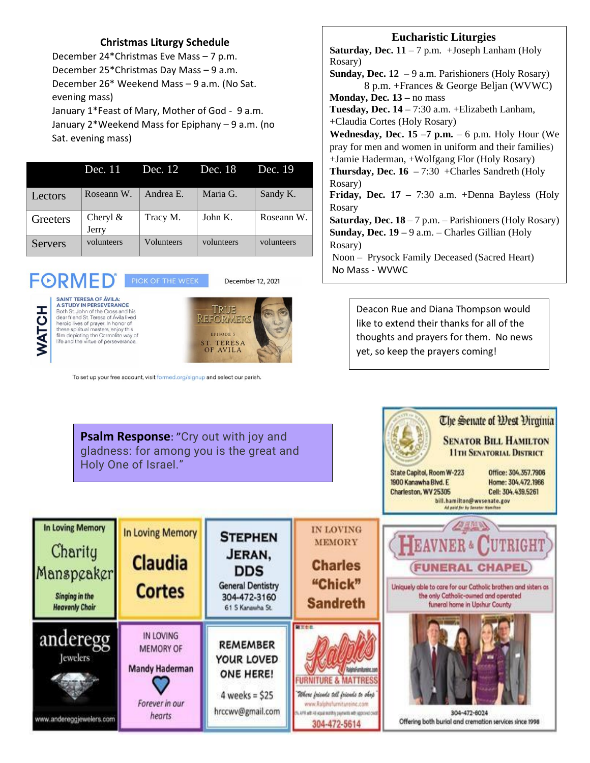## Christmas Liturgy Schedule

December 24*Christmas Eve Mass – 7 p.m.
December 25*Christmas Day Mass – 9 a.m.
December 26* Weekend Mass – 9 a.m. (No Sat. evening mass)
January 1*Feast of Mary, Mother of God - 9 a.m.
January 2*Weekend Mass for Epiphany – 9 a.m. (no Sat. evening mass)

| | Dec. 11 | Dec. 12 | Dec. 18 | Dec. 19 |
|---|---|---|---|---|
| Lectors | Roseann W. | Andrea E. | Maria G. | Sandy K. |
| Greeters | Cheryl & Jerry | Tracy M. | John K. | Roseann W. |
| Servers | volunteers | Volunteers | volunteers | volunteers |

FORMED® PICK OF THE WEEK December 12, 2021

WATCH

SAINT TERESA OF ÁVILA: A STUDY IN PERSEVERANCE
Both St. John of the Cross and his dear friend St. Teresa of Ávila lived heroic lives of prayer. In honor of these spiritual masters, enjoy this film depicting the Carmelite way of life and the virtue of perseverance.

TRUE REFORMERS EPISODE 5 ST. TERESA OF AVILA

To set up your free account, visit formed.org/signup and select our parish.

## Eucharistic Liturgies

**Saturday, Dec. 11** – 7 p.m. +Joseph Lanham (Holy Rosary)
**Sunday, Dec. 12** – 9 a.m. Parishioners (Holy Rosary)
8 p.m. +Frances & George Beljan (WVWC)
**Monday, Dec. 13 –** no mass
**Tuesday, Dec. 14 –** 7:30 a.m. +Elizabeth Lanham, +Claudia Cortes (Holy Rosary)
**Wednesday, Dec. 15 –7 p.m.** – 6 p.m. Holy Hour (We pray for men and women in uniform and their families) +Jamie Haderman, +Wolfgang Flor (Holy Rosary)
**Thursday, Dec. 16** – 7:30 +Charles Sandreth (Holy Rosary)
**Friday, Dec. 17** – 7:30 a.m. +Denna Bayless (Holy Rosary
**Saturday, Dec. 18** – 7 p.m. – Parishioners (Holy Rosary)
**Sunday, Dec. 19** – 9 a.m. – Charles Gillian (Holy Rosary)
Noon – Prysock Family Deceased (Sacred Heart)
No Mass - WVWC

Deacon Rue and Diana Thompson would like to extend their thanks for all of the thoughts and prayers for them. No news yet, so keep the prayers coming!

**Psalm Response**: "Cry out with joy and gladness: for among you is the great and Holy One of Israel."

The Senate of West Virginia
SENATOR BILL HAMILTON
11TH SENATORIAL DISTRICT
State Capitol, Room W-223
1900 Kanawha Blvd. E
Charleston, WV 25305
Office: 304.357.7906
Home: 304.472.1966
Cell: 304.439.5261
bill.hamilton@wvsenate.gov
Ad paid for by Senator Hamilton

In Loving Memory
Charity Manspeaker
Singing in the Heavenly Choir

In Loving Memory
Claudia Cortes

STEPHEN JERAN, DDS
General Dentistry
304-472-3160
61 S Kanawha St.

IN LOVING MEMORY
Charles "Chick" Sandreth

HEAVNER & CUTRIGHT
FUNERAL CHAPEL
Uniquely able to care for our Catholic brothers and sisters as the only Catholic-owned and operated funeral home in Upshur County
304-472-8024
Offering both burial and cremation services since 1998

anderegg Jewelers
www.andereggjewelers.com

IN LOVING MEMORY OF
Mandy Haderman
Forever in our hearts

REMEMBER YOUR LOVED ONE HERE!
4 weeks = $25
hrccwv@gmail.com

Ralph's
FURNITURE & MATTRESS
Where friends tell friends to shop
www.Ralphsfurnitureinc.com
304-472-5614